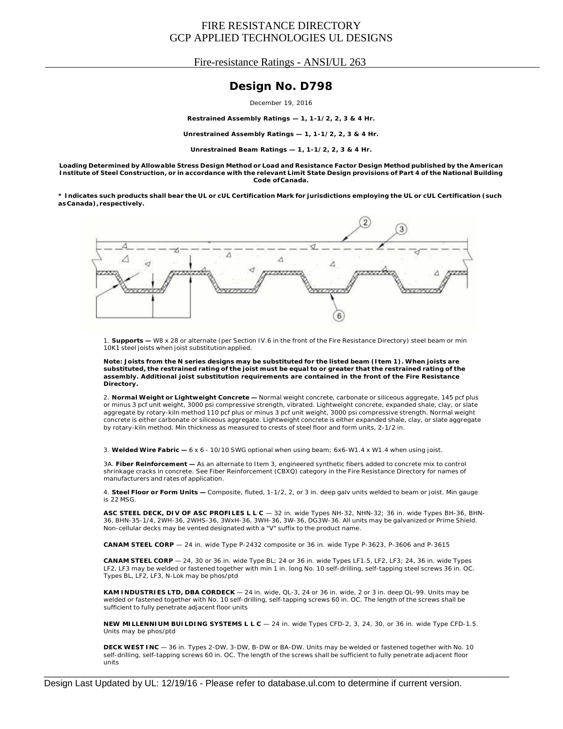FIRE RESISTANCE DIRECTORY
GCP APPLIED TECHNOLOGIES UL DESIGNS

Fire-resistance Ratings - ANSI/UL 263

# Design No. D798

December 19, 2016

**Restrained Assembly Ratings — 1, 1-1/2, 2, 3 & 4 Hr.**

**Unrestrained Assembly Ratings — 1, 1-1/2, 2, 3 & 4 Hr.**

**Unrestrained Beam Ratings — 1, 1-1/2, 2, 3 & 4 Hr.**

**Loading Determined by Allowable Stress Design Method or Load and Resistance Factor Design Method published by the American Institute of Steel Construction, or in accordance with the relevant Limit State Design provisions of Part 4 of the National Building Code of Canada.**

**\* Indicates such products shall bear the UL or cUL Certification Mark for jurisdictions employing the UL or cUL Certification (such as Canada), respectively.**

1. **Supports —** W8 x 28 or alternate (per Section IV.6 in the front of the Fire Resistance Directory) steel beam or min 10K1 steel joists when joist substitution applied.

**Note: Joists from the N series designs may be substituted for the listed beam (Item 1). When joists are substituted, the restrained rating of the joist must be equal to or greater that the restrained rating of the assembly. Additional joist substitution requirements are contained in the front of the Fire Resistance Directory.**

2. **Normal Weight or Lightweight Concrete —** Normal weight concrete, carbonate or siliceous aggregate, 145 pcf plus or minus 3 pcf unit weight, 3000 psi compressive strength, vibrated. Lightweight concrete, expanded shale, clay, or slate aggregate by rotary-kiln method 110 pcf plus or minus 3 pcf unit weight, 3000 psi compressive strength. Normal weight concrete is either carbonate or siliceous aggregate. Lightweight concrete is either expanded shale, clay, or slate aggregate by rotary-kiln method. Min thickness as measured to crests of steel floor and form units, 2-1/2 in.

3. **Welded Wire Fabric —** 6 x 6 - 10/10 SWG optional when using beam; 6x6-W1.4 x W1.4 when using joist.

3A. **Fiber Reinforcement —** As an alternate to Item 3, engineered synthetic fibers added to concrete mix to control shrinkage cracks in concrete. See Fiber Reinforcement (CBXQ) category in the Fire Resistance Directory for names of manufacturers and rates of application.

4. **Steel Floor or Form Units —** Composite, fluted, 1-1/2, 2, or 3 in. deep galv units welded to beam or joist. Min gauge is 22 MSG.

**ASC STEEL DECK, DIV OF ASC PROFILES L L C** — 32 in. wide Types NH-32, NHN-32; 36 in. wide Types BH-36, BHN-36, BHN-35-1/4, 2WH-36, 2WHS-36, 3WxH-36, 3WH-36, 3W-36, DG3W-36. All units may be galvanized or Prime Shield. Non-cellular decks may be vented designated with a "V" suffix to the product name.

**CANAM STEEL CORP** — 24 in. wide Type P-2432 composite or 36 in. wide Type P-3623, P-3606 and P-3615

**CANAM STEEL CORP** — 24, 30 or 36 in. wide Type BL; 24 or 36 in. wide Types LF1.5, LF2, LF3; 24, 36 in. wide Types LF2, LF3 may be welded or fastened together with min 1 in. long No. 10 self-drilling, self-tapping steel screws 36 in. OC. Types BL, LF2, LF3, N-Lok may be phos/ptd

**KAM INDUSTRIES LTD, DBA CORDECK** — 24 in. wide, QL-3, 24 or 36 in. wide, 2 or 3 in. deep QL-99. Units may be welded or fastened together with No. 10 self-drilling, self-tapping screws 60 in. OC. The length of the screws shall be sufficient to fully penetrate adjacent floor units

**NEW MILLENNIUM BUILDING SYSTEMS L L C** — 24 in. wide Types CFD-2, 3, 24, 30, or 36 in. wide Type CFD-1.5. Units may be phos/ptd

**DECK WEST INC** — 36 in. Types 2-DW, 3-DW, B-DW or BA-DW. Units may be welded or fastened together with No. 10 self-drilling, self-tapping screws 60 in. OC. The length of the screws shall be sufficient to fully penetrate adjacent floor units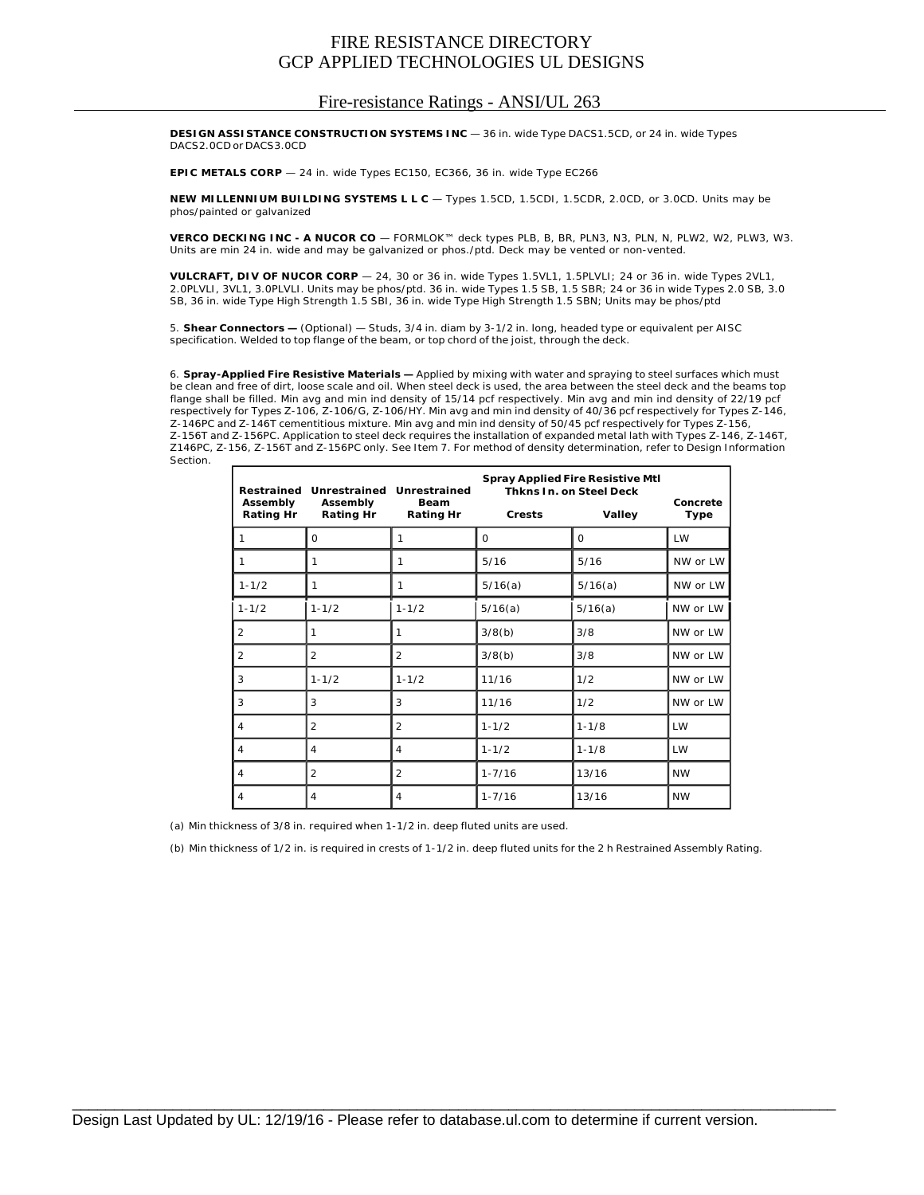**DESIGN ASSISTANCE CONSTRUCTION SYSTEMS INC** — 36 in. wide Type DACS1.5CD, or 24 in. wide Types DACS2.0CD or DACS3.0CD

**EPIC METALS CORP** — 24 in. wide Types EC150, EC366, 36 in. wide Type EC266

**NEW MILLENNIUM BUILDING SYSTEMS L L C** — Types 1.5CD, 1.5CDI, 1.5CDR, 2.0CD, or 3.0CD. Units may be phos/painted or galvanized

**VERCO DECKING INC - A NUCOR CO** — FORMLOK™ deck types PLB, B, BR, PLN3, N3, PLN, N, PLW2, W2, PLW3, W3. Units are min 24 in. wide and may be galvanized or phos./ptd. Deck may be vented or non-vented.

**VULCRAFT, DIV OF NUCOR CORP** — 24, 30 or 36 in. wide Types 1.5VL1, 1.5PLVLI; 24 or 36 in. wide Types 2VL1, 2.0PLVLI, 3VL1, 3.0PLVLI. Units may be phos/ptd. 36 in. wide Types 1.5 SB, 1.5 SBR; 24 or 36 in wide Types 2.0 SB, 3.0 SB, 36 in. wide Type High Strength 1.5 SBI, 36 in. wide Type High Strength 1.5 SBN; Units may be phos/ptd

5. **Shear Connectors —** (Optional) — Studs, 3/4 in. diam by 3-1/2 in. long, headed type or equivalent per AISC specification. Welded to top flange of the beam, or top chord of the joist, through the deck.

6. **Spray-Applied Fire Resistive Materials —** Applied by mixing with water and spraying to steel surfaces which must be clean and free of dirt, loose scale and oil. When steel deck is used, the area between the steel deck and the beams top flange shall be filled. Min avg and min ind density of 15/14 pcf respectively. Min avg and min ind density of 22/19 pcf respectively for Types Z-106, Z-106/G, Z-106/HY. Min avg and min ind density of 40/36 pcf respectively for Types Z-146, Z-146PC and Z-146T cementitious mixture. Min avg and min ind density of 50/45 pcf respectively for Types Z-156, Z-156T and Z-156PC. Application to steel deck requires the installation of expanded metal lath with Types Z-146, Z-146T, Z146PC, Z-156, Z-156T and Z-156PC only. See Item 7. For method of density determination, refer to Design Information Section.

| Restrained Assembly Rating Hr | Unrestrained Assembly Rating Hr | Unrestrained Beam Rating Hr | Spray Applied Fire Resistive Mtl Thkns In. on Steel Deck | | Concrete Type |
|---|---|---|---|---|---|
| | | | Crests | Valley | |
| 1 | 0 | 1 | 0 | 0 | LW |
| 1 | 1 | 1 | 5/16 | 5/16 | NW or LW |
| 1-1/2 | 1 | 1 | 5/16(a) | 5/16(a) | NW or LW |
| 1-1/2 | 1-1/2 | 1-1/2 | 5/16(a) | 5/16(a) | NW or LW |
| 2 | 1 | 1 | 3/8(b) | 3/8 | NW or LW |
| 2 | 2 | 2 | 3/8(b) | 3/8 | NW or LW |
| 3 | 1-1/2 | 1-1/2 | 11/16 | 1/2 | NW or LW |
| 3 | 3 | 3 | 11/16 | 1/2 | NW or LW |
| 4 | 2 | 2 | 1-1/2 | 1-1/8 | LW |
| 4 | 4 | 4 | 1-1/2 | 1-1/8 | LW |
| 4 | 2 | 2 | 1-7/16 | 13/16 | NW |
| 4 | 4 | 4 | 1-7/16 | 13/16 | NW |

(a) Min thickness of 3/8 in. required when 1-1/2 in. deep fluted units are used.

(b) Min thickness of 1/2 in. is required in crests of 1-1/2 in. deep fluted units for the 2 h Restrained Assembly Rating.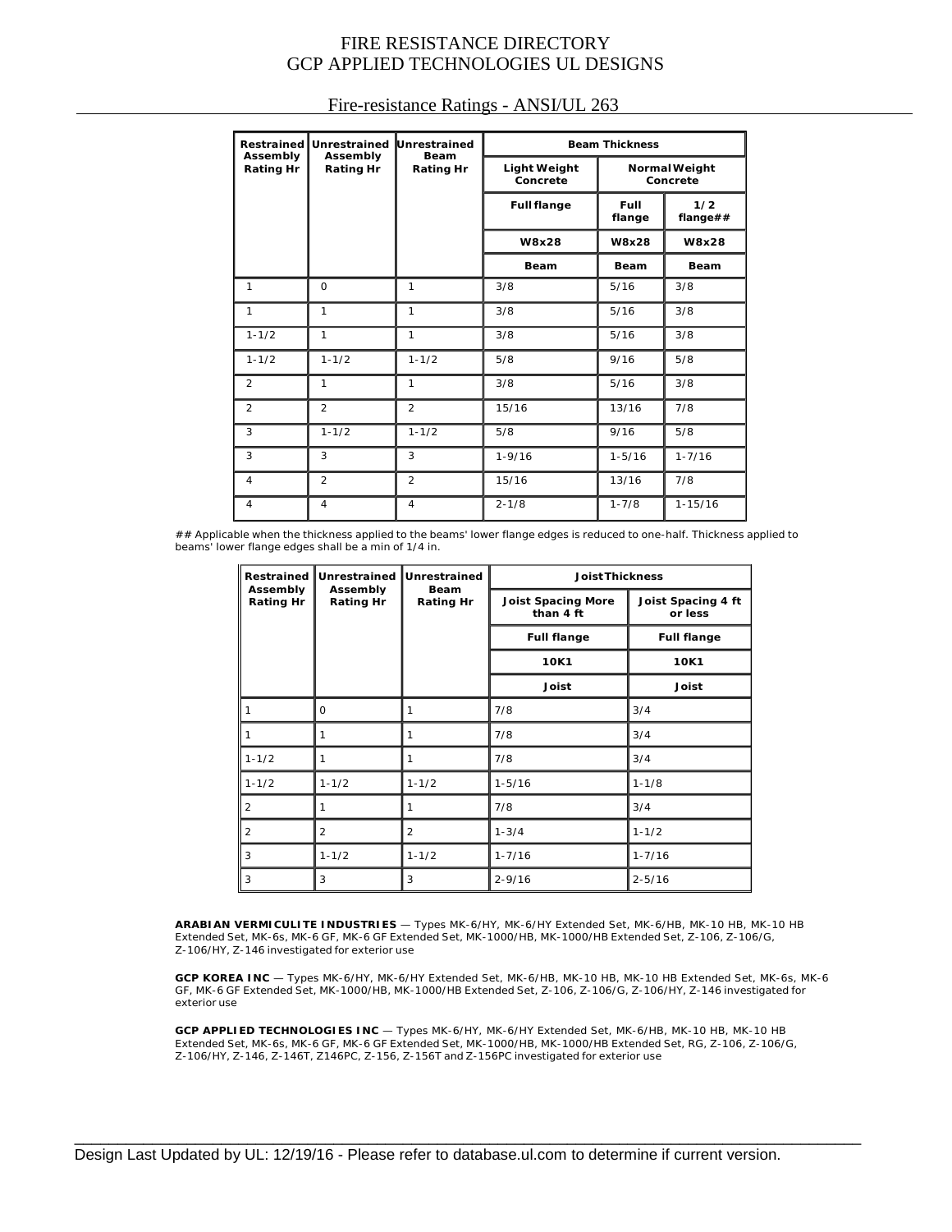# Fire-resistance Ratings - ANSI/UL 263

| Restrained Assembly Rating Hr | Unrestrained Assembly Rating Hr | Unrestrained Beam Rating Hr | Beam Thickness | | |
|---|---|---|---|---|---|
| | | | Light Weight Concrete | Normal Weight Concrete | |
| | | | Full flange | Full flange | 1/2 flange## |
| | | | W8x28 | W8x28 | W8x28 |
| | | | Beam | Beam | Beam |
| 1 | 0 | 1 | 3/8 | 5/16 | 3/8 |
| 1 | 1 | 1 | 3/8 | 5/16 | 3/8 |
| 1-1/2 | 1 | 1 | 3/8 | 5/16 | 3/8 |
| 1-1/2 | 1-1/2 | 1-1/2 | 5/8 | 9/16 | 5/8 |
| 2 | 1 | 1 | 3/8 | 5/16 | 3/8 |
| 2 | 2 | 2 | 15/16 | 13/16 | 7/8 |
| 3 | 1-1/2 | 1-1/2 | 5/8 | 9/16 | 5/8 |
| 3 | 3 | 3 | 1-9/16 | 1-5/16 | 1-7/16 |
| 4 | 2 | 2 | 15/16 | 13/16 | 7/8 |
| 4 | 4 | 4 | 2-1/8 | 1-7/8 | 1-15/16 |

## Applicable when the thickness applied to the beams' lower flange edges is reduced to one-half. Thickness applied to beams' lower flange edges shall be a min of 1/4 in.

| Restrained Assembly Rating Hr | Unrestrained Assembly Rating Hr | Unrestrained Beam Rating Hr | Joist Thickness | |
|---|---|---|---|---|
| | | | Joist Spacing More than 4 ft | Joist Spacing 4 ft or less |
| | | | Full flange | Full flange |
| | | | 10K1 | 10K1 |
| | | | Joist | Joist |
| 1 | 0 | 1 | 7/8 | 3/4 |
| 1 | 1 | 1 | 7/8 | 3/4 |
| 1-1/2 | 1 | 1 | 7/8 | 3/4 |
| 1-1/2 | 1-1/2 | 1-1/2 | 1-5/16 | 1-1/8 |
| 2 | 1 | 1 | 7/8 | 3/4 |
| 2 | 2 | 2 | 1-3/4 | 1-1/2 |
| 3 | 1-1/2 | 1-1/2 | 1-7/16 | 1-7/16 |
| 3 | 3 | 3 | 2-9/16 | 2-5/16 |

**ARABIAN VERMICULITE INDUSTRIES** — Types MK-6/HY, MK-6/HY Extended Set, MK-6/HB, MK-10 HB, MK-10 HB Extended Set, MK-6s, MK-6 GF, MK-6 GF Extended Set, MK-1000/HB, MK-1000/HB Extended Set, Z-106, Z-106/G, Z-106/HY, Z-146 investigated for exterior use

**GCP KOREA INC** — Types MK-6/HY, MK-6/HY Extended Set, MK-6/HB, MK-10 HB, MK-10 HB Extended Set, MK-6s, MK-6 GF, MK-6 GF Extended Set, MK-1000/HB, MK-1000/HB Extended Set, Z-106, Z-106/G, Z-106/HY, Z-146 investigated for exterior use

**GCP APPLIED TECHNOLOGIES INC** — Types MK-6/HY, MK-6/HY Extended Set, MK-6/HB, MK-10 HB, MK-10 HB Extended Set, MK-6s, MK-6 GF, MK-6 GF Extended Set, MK-1000/HB, MK-1000/HB Extended Set, RG, Z-106, Z-106/G, Z-106/HY, Z-146, Z-146T, Z146PC, Z-156, Z-156T and Z-156PC investigated for exterior use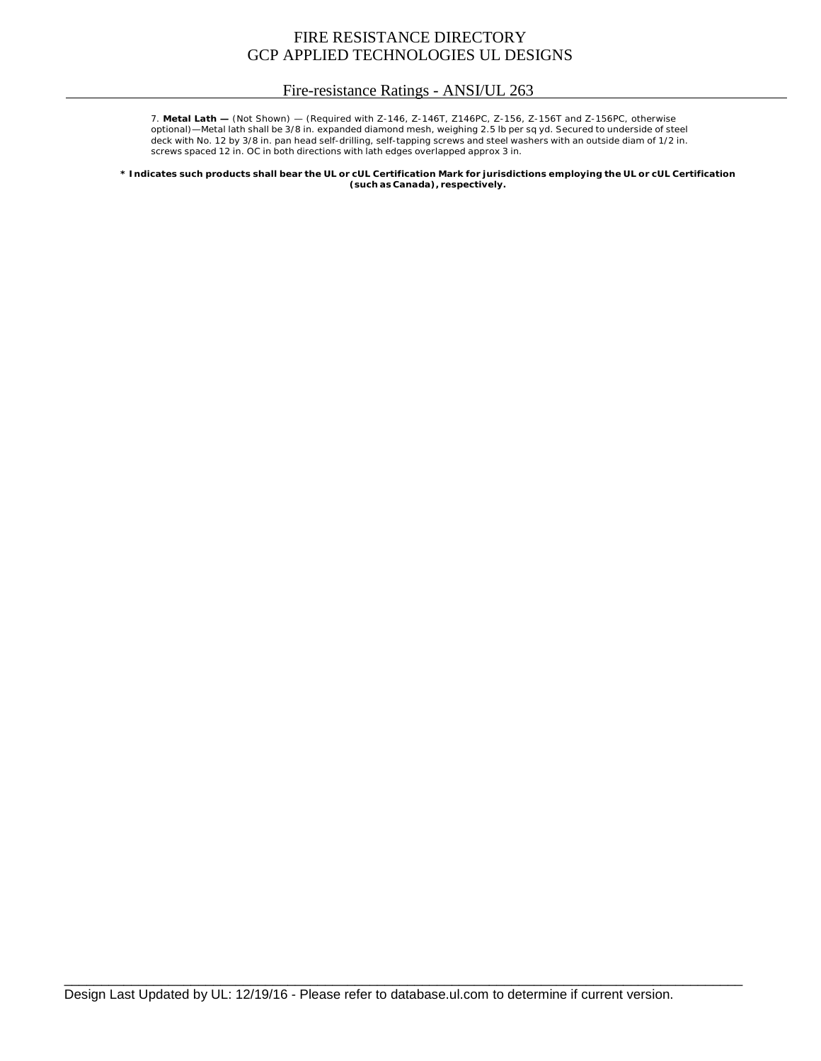7. **Metal Lath —** (Not Shown) — (Required with Z-146, Z-146T, Z146PC, Z-156, Z-156T and Z-156PC, otherwise optional)—Metal lath shall be 3/8 in. expanded diamond mesh, weighing 2.5 lb per sq yd. Secured to underside of steel deck with No. 12 by 3/8 in. pan head self-drilling, self-tapping screws and steel washers with an outside diam of 1/2 in. screws spaced 12 in. OC in both directions with lath edges overlapped approx 3 in.

**\* Indicates such products shall bear the UL or cUL Certification Mark for jurisdictions employing the UL or cUL Certification (such as Canada), respectively.**